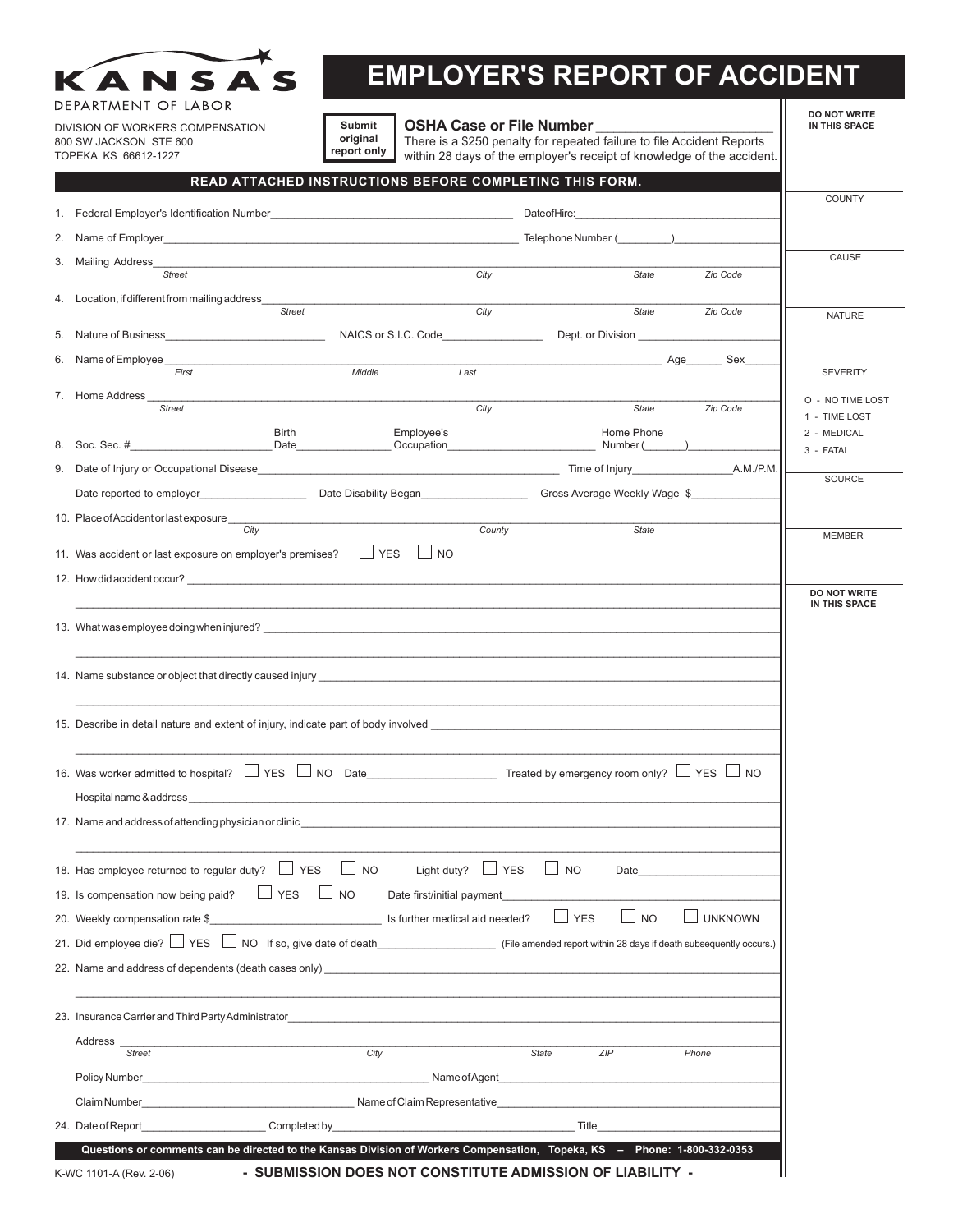KANSAS DEPARTMENT OF LABOR

DIVISION OF WORKERS COMPENSATION
800 SW JACKSON STE 600
TOPEKA KS 66612-1227

# EMPLOYER'S REPORT OF ACCIDENT

**Submit original report only**

**OSHA Case or File Number** ______________________

There is a $250 penalty for repeated failure to file Accident Reports within 28 days of the employer's receipt of knowledge of the accident.

**READ ATTACHED INSTRUCTIONS BEFORE COMPLETING THIS FORM.**

1. Federal Employer's Identification Number ______________________ Date of Hire: ______________________
2. Name of Employer ______________________ Telephone Number (________) ______________________
3. Mailing Address ______________________
   *Street* *City* *State* *Zip Code*
4. Location, if different from mailing address ______________________
   *Street* *City* *State* *Zip Code*
5. Nature of Business ______________________ NAICS or S.I.C. Code ______________________ Dept. or Division ______________________
6. Name of Employee ______________________ Age ______ Sex ______
   *First* *Middle* *Last*
7. Home Address ______________________
   *Street* *City* *State* *Zip Code*
8. Soc. Sec. # ______________________ Birth Date ______________________ Employee's Occupation ______________________ Home Phone Number (_______) ______________________
9. Date of Injury or Occupational Disease ______________________ Time of Injury ______________________ A.M./P.M.
   Date reported to employer ______________________ Date Disability Began ______________________ Gross Average Weekly Wage $ ______________________
10. Place of Accident or last exposure ______________________
    *City* *County* *State*
11. Was accident or last exposure on employer's premises? ☐ YES ☐ NO
12. How did accident occur? ______________________
13. What was employee doing when injured? ______________________
14. Name substance or object that directly caused injury ______________________
15. Describe in detail nature and extent of injury, indicate part of body involved ______________________
16. Was worker admitted to hospital? ☐ YES ☐ NO Date ______________________ Treated by emergency room only? ☐ YES ☐ NO
    Hospital name & address ______________________
17. Name and address of attending physician or clinic ______________________
18. Has employee returned to regular duty? ☐ YES ☐ NO Light duty? ☐ YES ☐ NO Date ______________________
19. Is compensation now being paid? ☐ YES ☐ NO Date first/initial payment ______________________
20. Weekly compensation rate $ ______________________ Is further medical aid needed? ☐ YES ☐ NO ☐ UNKNOWN
21. Did employee die? ☐ YES ☐ NO If so, give date of death ______________________ (File amended report within 28 days if death subsequently occurs.)
22. Name and address of dependents (death cases only) ______________________
23. Insurance Carrier and Third Party Administrator ______________________
    Address ______________________
    *Street* *City* *State* *ZIP* *Phone*
    Policy Number ______________________ Name of Agent ______________________
    Claim Number ______________________ Name of Claim Representative ______________________
24. Date of Report ______________________ Completed by ______________________ Title ______________________

**DO NOT WRITE IN THIS SPACE**

COUNTY

CAUSE

NATURE

SEVERITY

O - NO TIME LOST
1 - TIME LOST
2 - MEDICAL
3 - FATAL

SOURCE

MEMBER

**DO NOT WRITE IN THIS SPACE**

**Questions or comments can be directed to the Kansas Division of Workers Compensation, Topeka, KS – Phone: 1-800-332-0353**

K-WC 1101-A (Rev. 2-06)

**- SUBMISSION DOES NOT CONSTITUTE ADMISSION OF LIABILITY -**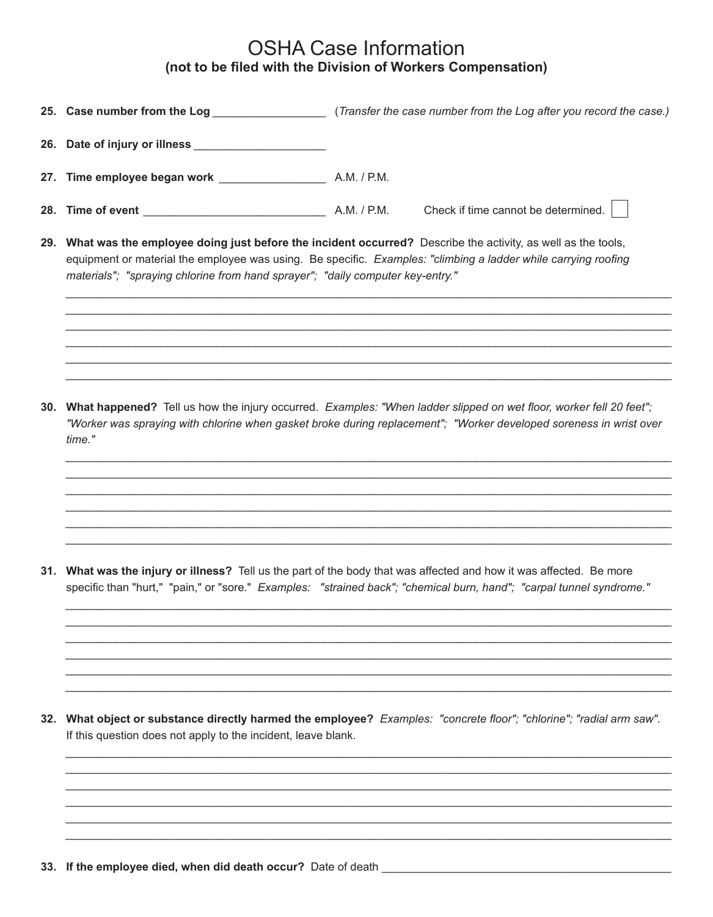# OSHA Case Information

**(not to be filed with the Division of Workers Compensation)**

**25. Case number from the Log** ________________ (*Transfer the case number from the Log after you record the case.)*

**26. Date of injury or illness** ____________________

**27. Time employee began work** ________________ A.M. / P.M.

**28. Time of event** ____________________________ A.M. / P.M. Check if time cannot be determined. ☐

**29. What was the employee doing just before the incident occurred?** Describe the activity, as well as the tools, equipment or material the employee was using. Be specific. *Examples: "climbing a ladder while carrying roofing materials"; "spraying chlorine from hand sprayer"; "daily computer key-entry."*

______________________________________________________________________________________

______________________________________________________________________________________

______________________________________________________________________________________

______________________________________________________________________________________

______________________________________________________________________________________

______________________________________________________________________________________

**30. What happened?** Tell us how the injury occurred. *Examples: "When ladder slipped on wet floor, worker fell 20 feet"; "Worker was spraying with chlorine when gasket broke during replacement"; "Worker developed soreness in wrist over time."*

______________________________________________________________________________________

______________________________________________________________________________________

______________________________________________________________________________________

______________________________________________________________________________________

______________________________________________________________________________________

______________________________________________________________________________________

**31. What was the injury or illness?** Tell us the part of the body that was affected and how it was affected. Be more specific than "hurt," "pain," or "sore." *Examples: "strained back"; "chemical burn, hand"; "carpal tunnel syndrome."*

______________________________________________________________________________________

______________________________________________________________________________________

______________________________________________________________________________________

______________________________________________________________________________________

______________________________________________________________________________________

______________________________________________________________________________________

**32. What object or substance directly harmed the employee?** *Examples: "concrete floor"; "chlorine"; "radial arm saw".* If this question does not apply to the incident, leave blank.

______________________________________________________________________________________

______________________________________________________________________________________

______________________________________________________________________________________

______________________________________________________________________________________

______________________________________________________________________________________

______________________________________________________________________________________

**33. If the employee died, when did death occur?** Date of death ______________________________________________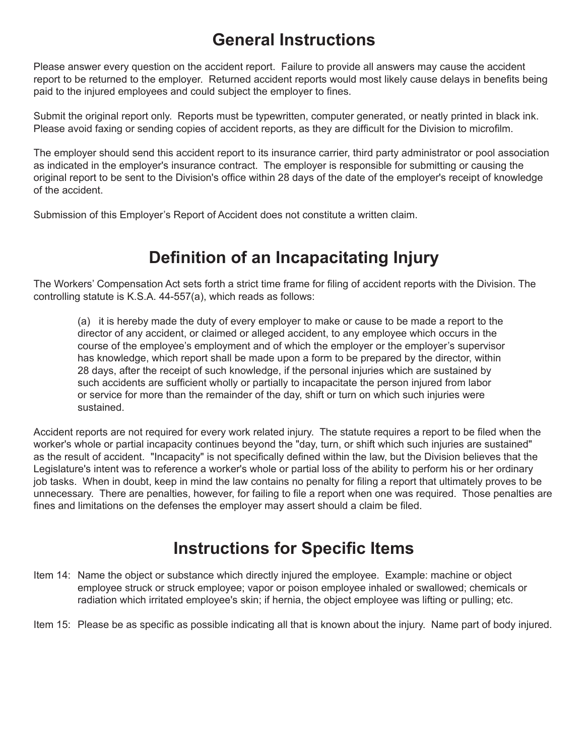# General Instructions

Please answer every question on the accident report. Failure to provide all answers may cause the accident report to be returned to the employer. Returned accident reports would most likely cause delays in benefits being paid to the injured employees and could subject the employer to fines.

Submit the original report only. Reports must be typewritten, computer generated, or neatly printed in black ink. Please avoid faxing or sending copies of accident reports, as they are difficult for the Division to microfilm.

The employer should send this accident report to its insurance carrier, third party administrator or pool association as indicated in the employer's insurance contract. The employer is responsible for submitting or causing the original report to be sent to the Division's office within 28 days of the date of the employer's receipt of knowledge of the accident.

Submission of this Employer's Report of Accident does not constitute a written claim.

# Definition of an Incapacitating Injury

The Workers' Compensation Act sets forth a strict time frame for filing of accident reports with the Division. The controlling statute is K.S.A. 44-557(a), which reads as follows:

> (a) it is hereby made the duty of every employer to make or cause to be made a report to the director of any accident, or claimed or alleged accident, to any employee which occurs in the course of the employee's employment and of which the employer or the employer's supervisor has knowledge, which report shall be made upon a form to be prepared by the director, within 28 days, after the receipt of such knowledge, if the personal injuries which are sustained by such accidents are sufficient wholly or partially to incapacitate the person injured from labor or service for more than the remainder of the day, shift or turn on which such injuries were sustained.

Accident reports are not required for every work related injury. The statute requires a report to be filed when the worker's whole or partial incapacity continues beyond the "day, turn, or shift which such injuries are sustained" as the result of accident. "Incapacity" is not specifically defined within the law, but the Division believes that the Legislature's intent was to reference a worker's whole or partial loss of the ability to perform his or her ordinary job tasks. When in doubt, keep in mind the law contains no penalty for filing a report that ultimately proves to be unnecessary. There are penalties, however, for failing to file a report when one was required. Those penalties are fines and limitations on the defenses the employer may assert should a claim be filed.

# Instructions for Specific Items

Item 14: Name the object or substance which directly injured the employee. Example: machine or object employee struck or struck employee; vapor or poison employee inhaled or swallowed; chemicals or radiation which irritated employee's skin; if hernia, the object employee was lifting or pulling; etc.

Item 15: Please be as specific as possible indicating all that is known about the injury. Name part of body injured.